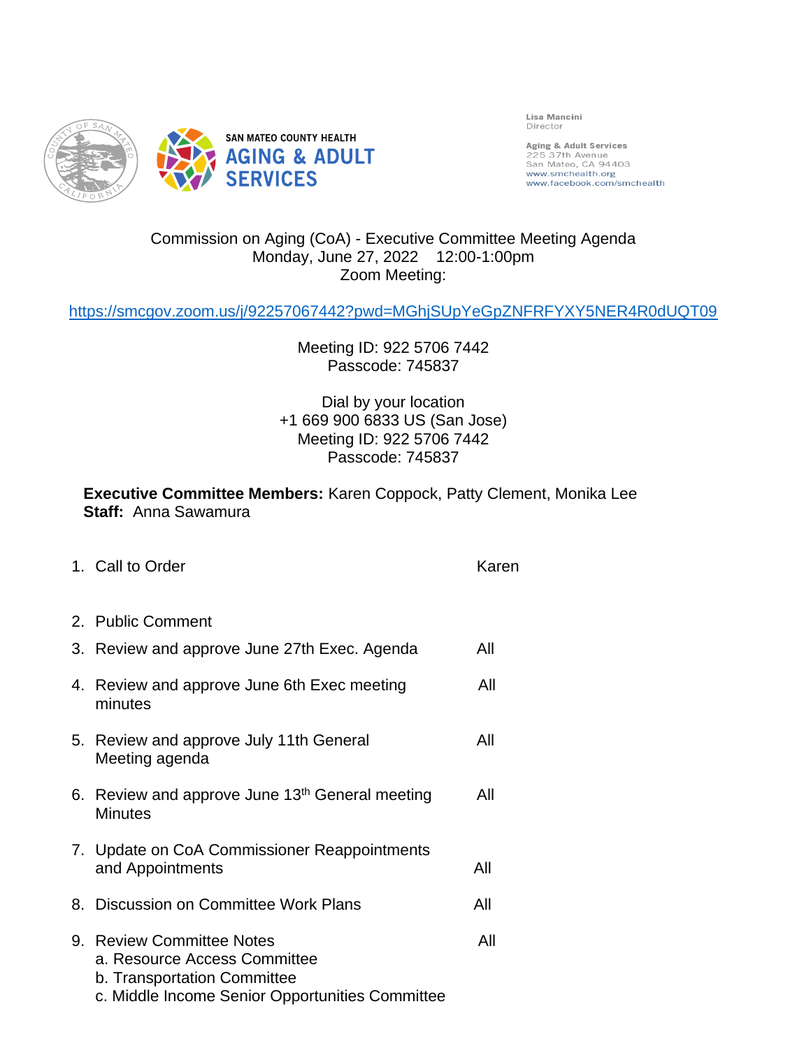SAN MATEO COUNTY HEALTH
**AGING & ADULT SERVICES**

Lisa Mancini
Director

**Aging & Adult Services**
225 37th Avenue
San Mateo, CA 94403
www.smchealth.org
www.facebook.com/smchealth

Commission on Aging (CoA) - Executive Committee Meeting Agenda
Monday, June 27, 2022 12:00-1:00pm
Zoom Meeting:

https://smcgov.zoom.us/j/92257067442?pwd=MGhjSUpYeGpZNFRFYXY5NER4R0dUQT09

Meeting ID: 922 5706 7442
Passcode: 745837

Dial by your location
+1 669 900 6833 US (San Jose)
Meeting ID: 922 5706 7442
Passcode: 745837

**Executive Committee Members:** Karen Coppock, Patty Clement, Monika Lee
**Staff:** Anna Sawamura

| | |
|---|---|
| 1. Call to Order | Karen |
| 2. Public Comment | |
| 3. Review and approve June 27th Exec. Agenda | All |
| 4. Review and approve June 6th Exec meeting minutes | All |
| 5. Review and approve July 11th General Meeting agenda | All |
| 6. Review and approve June 13th General meeting Minutes | All |
| 7. Update on CoA Commissioner Reappointments and Appointments | All |
| 8. Discussion on Committee Work Plans | All |
| 9. Review Committee Notes<br>a. Resource Access Committee<br>b. Transportation Committee<br>c. Middle Income Senior Opportunities Committee | All |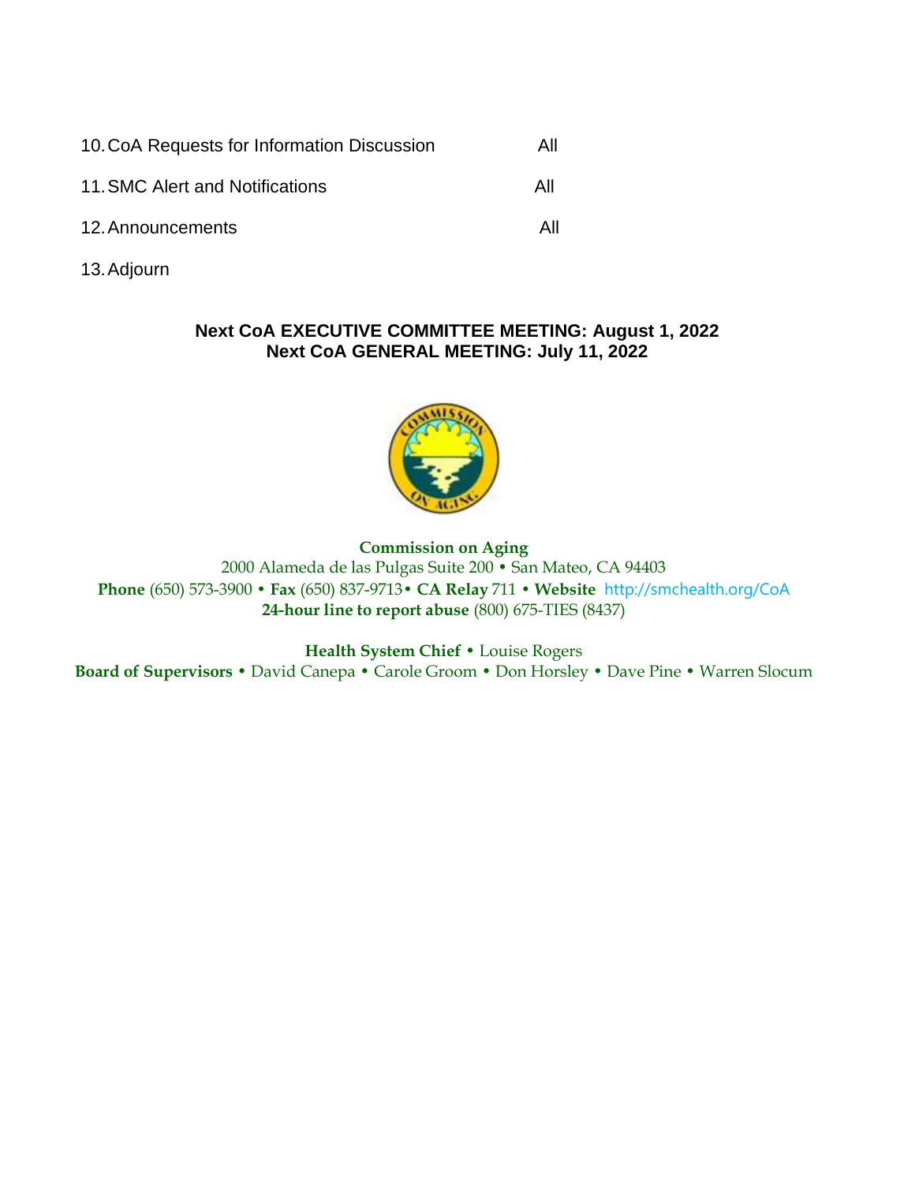10. CoA Requests for Information Discussion — All

11. SMC Alert and Notifications — All

12. Announcements — All

13. Adjourn

**Next CoA EXECUTIVE COMMITTEE MEETING: August 1, 2022**
**Next CoA GENERAL MEETING: July 11, 2022**

**Commission on Aging**
2000 Alameda de las Pulgas Suite 200 • San Mateo, CA 94403
**Phone** (650) 573-3900 • **Fax** (650) 837-9713• **CA Relay** 711 • **Website** http://smchealth.org/CoA
**24-hour line to report abuse** (800) 675-TIES (8437)

**Health System Chief** • Louise Rogers
**Board of Supervisors** • David Canepa • Carole Groom • Don Horsley • Dave Pine • Warren Slocum